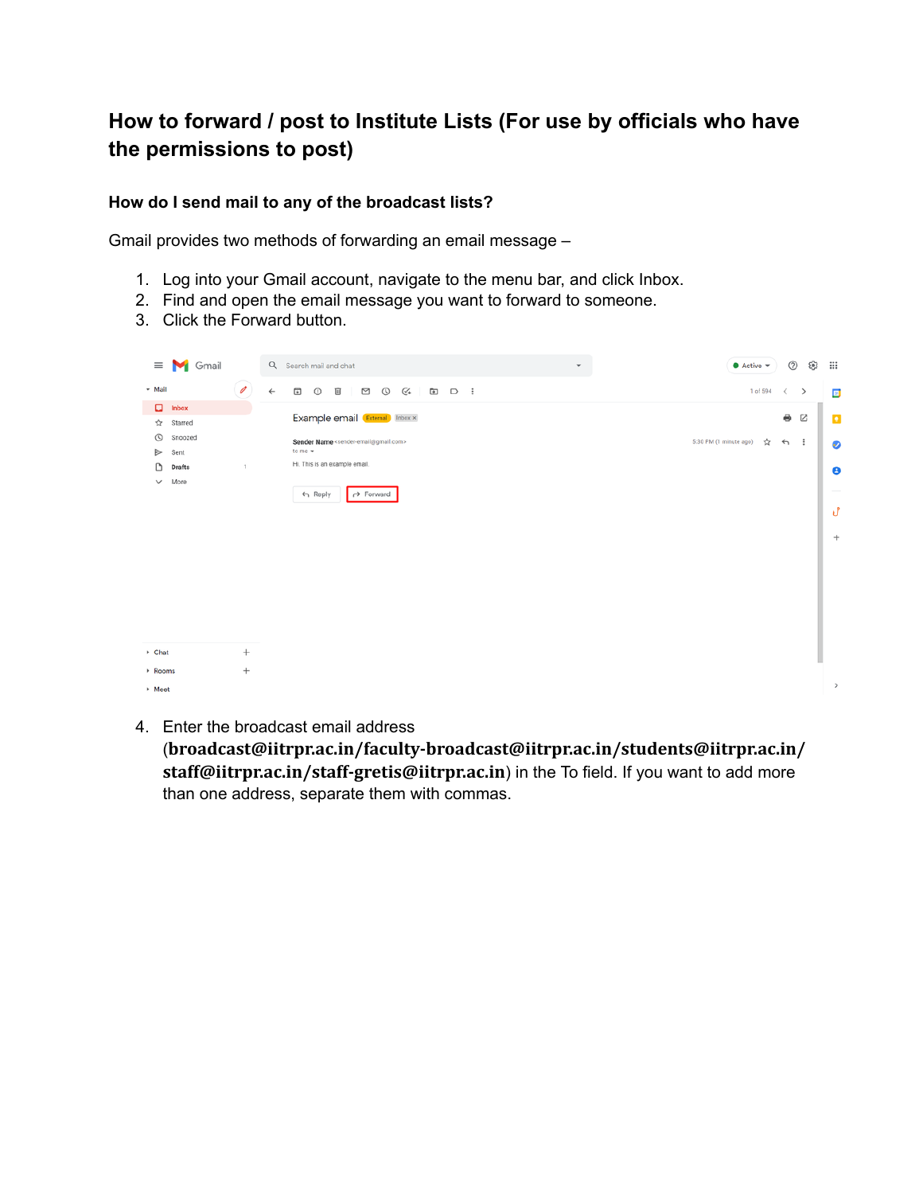# How to forward / post to Institute Lists (For use by officials who have the permissions to post)

## How do I send mail to any of the broadcast lists?

Gmail provides two methods of forwarding an email message –

1. Log into your Gmail account, navigate to the menu bar, and click Inbox.
2. Find and open the email message you want to forward to someone.
3. Click the Forward button.
4. Enter the broadcast email address (**broadcast@iitrpr.ac.in/faculty-broadcast@iitrpr.ac.in/students@iitrpr.ac.in/staff@iitrpr.ac.in/staff-gretis@iitrpr.ac.in**) in the To field. If you want to add more than one address, separate them with commas.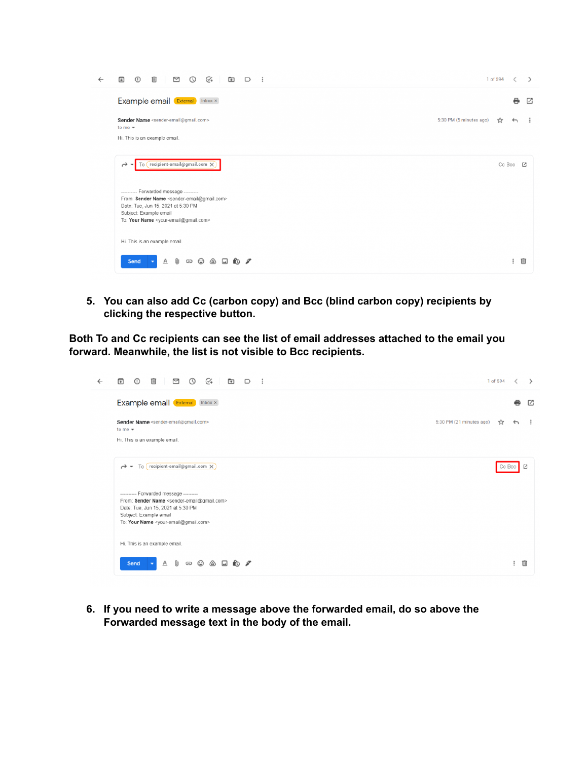5. You can also add Cc (carbon copy) and Bcc (blind carbon copy) recipients by clicking the respective button.

**Both To and Cc recipients can see the list of email addresses attached to the email you forward. Meanwhile, the list is not visible to Bcc recipients.**

6. If you need to write a message above the forwarded email, do so above the Forwarded message text in the body of the email.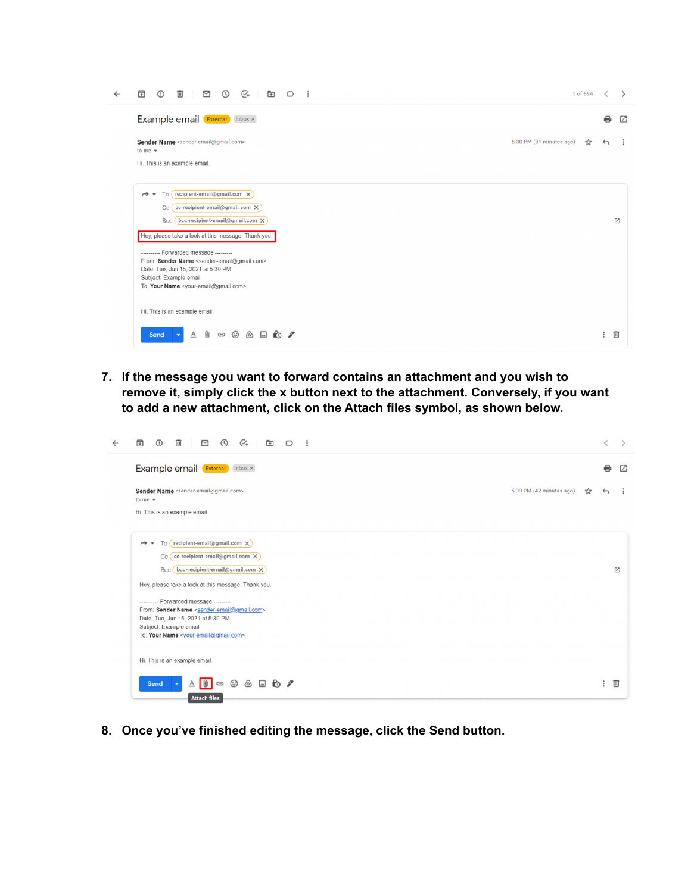7. If the message you want to forward contains an attachment and you wish to remove it, simply click the x button next to the attachment. Conversely, if you want to add a new attachment, click on the Attach files symbol, as shown below.

8. Once you've finished editing the message, click the Send button.